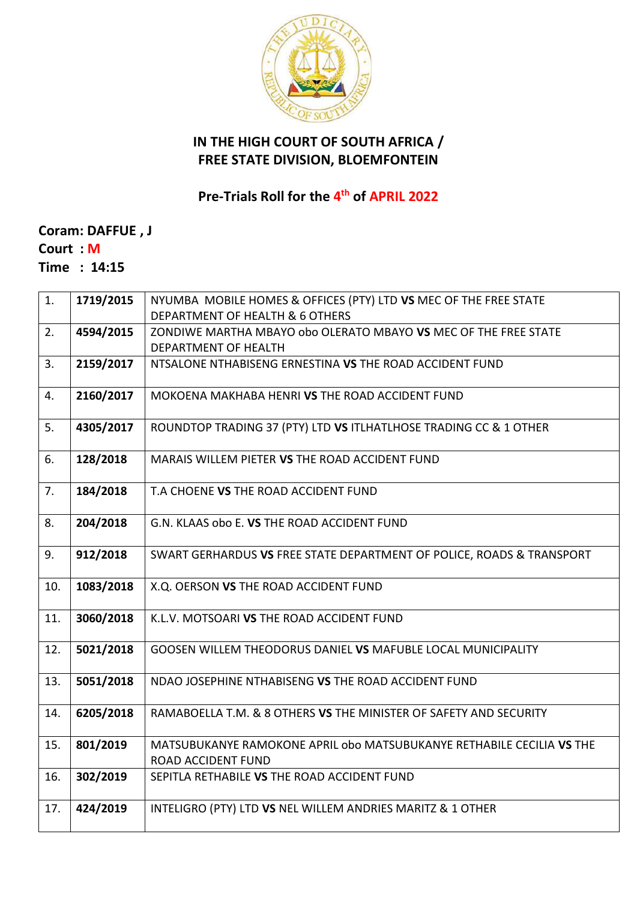## IN THE HIGH COURT OF SOUTH AFRICA / FREE STATE DIVISION, BLOEMFONTEIN

### Pre-Trials Roll for the 4th of APRIL 2022

**Coram: DAFFUE , J**
**Court : M**
**Time : 14:15**

| | | |
|---|---|---|
| 1. | **1719/2015** | NYUMBA MOBILE HOMES & OFFICES (PTY) LTD **VS** MEC OF THE FREE STATE DEPARTMENT OF HEALTH & 6 OTHERS |
| 2. | **4594/2015** | ZONDIWE MARTHA MBAYO obo OLERATO MBAYO **VS** MEC OF THE FREE STATE DEPARTMENT OF HEALTH |
| 3. | **2159/2017** | NTSALONE NTHABISENG ERNESTINA **VS** THE ROAD ACCIDENT FUND |
| 4. | **2160/2017** | MOKOENA MAKHABA HENRI **VS** THE ROAD ACCIDENT FUND |
| 5. | **4305/2017** | ROUNDTOP TRADING 37 (PTY) LTD **VS** ITLHATLHOSE TRADING CC & 1 OTHER |
| 6. | **128/2018** | MARAIS WILLEM PIETER **VS** THE ROAD ACCIDENT FUND |
| 7. | **184/2018** | T.A CHOENE **VS** THE ROAD ACCIDENT FUND |
| 8. | **204/2018** | G.N. KLAAS obo E. **VS** THE ROAD ACCIDENT FUND |
| 9. | **912/2018** | SWART GERHARDUS **VS** FREE STATE DEPARTMENT OF POLICE, ROADS & TRANSPORT |
| 10. | **1083/2018** | X.Q. OERSON **VS** THE ROAD ACCIDENT FUND |
| 11. | **3060/2018** | K.L.V. MOTSOARI **VS** THE ROAD ACCIDENT FUND |
| 12. | **5021/2018** | GOOSEN WILLEM THEODORUS DANIEL **VS** MAFUBLE LOCAL MUNICIPALITY |
| 13. | **5051/2018** | NDAO JOSEPHINE NTHABISENG **VS** THE ROAD ACCIDENT FUND |
| 14. | **6205/2018** | RAMABOELLA T.M. & 8 OTHERS **VS** THE MINISTER OF SAFETY AND SECURITY |
| 15. | **801/2019** | MATSUBUKANYE RAMOKONE APRIL obo MATSUBUKANYE RETHABILE CECILIA **VS** THE ROAD ACCIDENT FUND |
| 16. | **302/2019** | SEPITLA RETHABILE **VS** THE ROAD ACCIDENT FUND |
| 17. | **424/2019** | INTELIGRO (PTY) LTD **VS** NEL WILLEM ANDRIES MARITZ & 1 OTHER |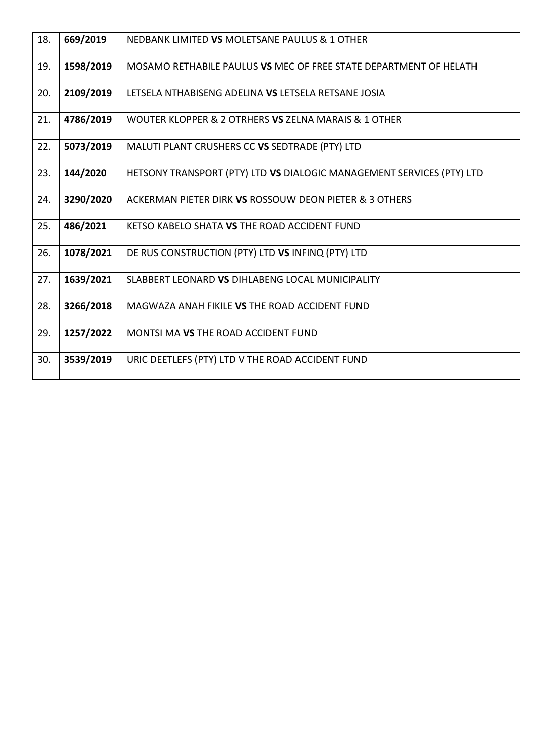| | | |
|---|---|---|
| 18. | **669/2019** | NEDBANK LIMITED **VS** MOLETSANE PAULUS & 1 OTHER |
| 19. | **1598/2019** | MOSAMO RETHABILE PAULUS **VS** MEC OF FREE STATE DEPARTMENT OF HELATH |
| 20. | **2109/2019** | LETSELA NTHABISENG ADELINA **VS** LETSELA RETSANE JOSIA |
| 21. | **4786/2019** | WOUTER KLOPPER & 2 OTRHERS **VS** ZELNA MARAIS & 1 OTHER |
| 22. | **5073/2019** | MALUTI PLANT CRUSHERS CC **VS** SEDTRADE (PTY) LTD |
| 23. | **144/2020** | HETSONY TRANSPORT (PTY) LTD **VS** DIALOGIC MANAGEMENT SERVICES (PTY) LTD |
| 24. | **3290/2020** | ACKERMAN PIETER DIRK **VS** ROSSOUW DEON PIETER & 3 OTHERS |
| 25. | **486/2021** | KETSO KABELO SHATA **VS** THE ROAD ACCIDENT FUND |
| 26. | **1078/2021** | DE RUS CONSTRUCTION (PTY) LTD **VS** INFINQ (PTY) LTD |
| 27. | **1639/2021** | SLABBERT LEONARD **VS** DIHLABENG LOCAL MUNICIPALITY |
| 28. | **3266/2018** | MAGWAZA ANAH FIKILE **VS** THE ROAD ACCIDENT FUND |
| 29. | **1257/2022** | MONTSI MA **VS** THE ROAD ACCIDENT FUND |
| 30. | **3539/2019** | URIC DEETLEFS (PTY) LTD V THE ROAD ACCIDENT FUND |